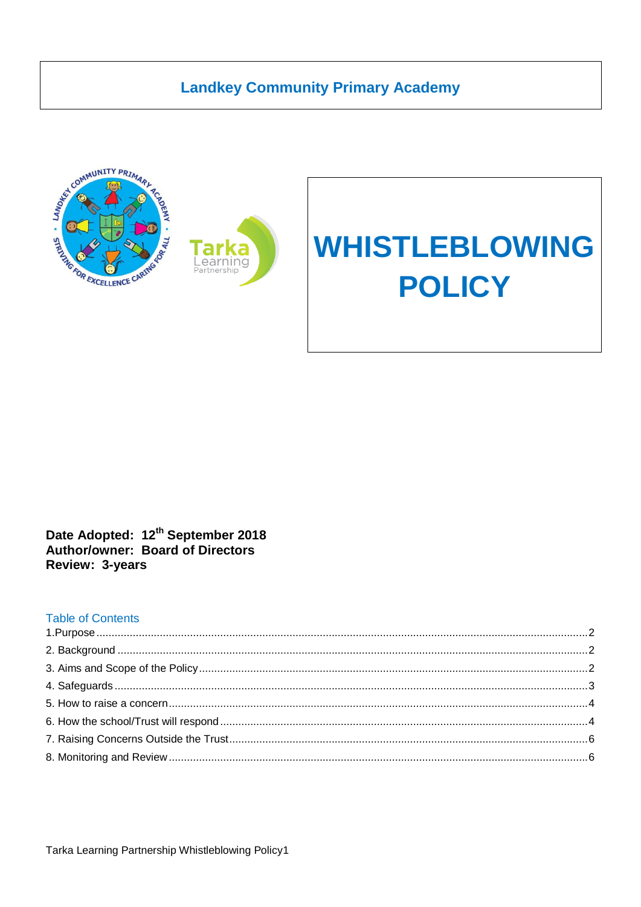# Landkey Community Primary Academy

# WHISTLEBLOWING POLICY

**Date Adopted: 12th September 2018**
**Author/owner: Board of Directors**
**Review: 3-years**

## Table of Contents

1.Purpose ..... 2
2. Background ..... 2
3. Aims and Scope of the Policy ..... 2
4. Safeguards ..... 3
5. How to raise a concern ..... 4
6. How the school/Trust will respond ..... 4
7. Raising Concerns Outside the Trust ..... 6
8. Monitoring and Review ..... 6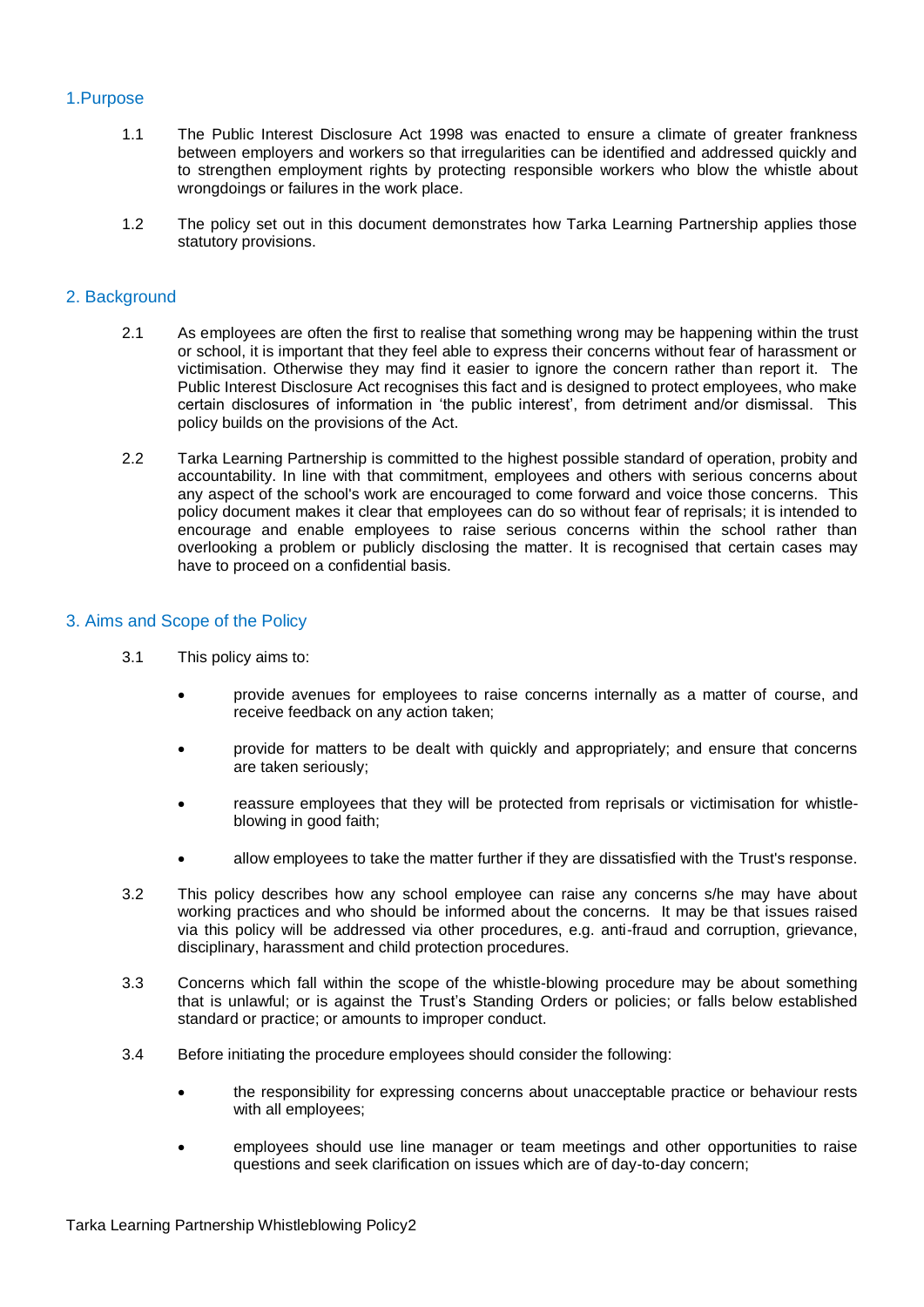## 1.Purpose

1.1 The Public Interest Disclosure Act 1998 was enacted to ensure a climate of greater frankness between employers and workers so that irregularities can be identified and addressed quickly and to strengthen employment rights by protecting responsible workers who blow the whistle about wrongdoings or failures in the work place.

1.2 The policy set out in this document demonstrates how Tarka Learning Partnership applies those statutory provisions.

## 2. Background

2.1 As employees are often the first to realise that something wrong may be happening within the trust or school, it is important that they feel able to express their concerns without fear of harassment or victimisation. Otherwise they may find it easier to ignore the concern rather than report it. The Public Interest Disclosure Act recognises this fact and is designed to protect employees, who make certain disclosures of information in 'the public interest', from detriment and/or dismissal. This policy builds on the provisions of the Act.

2.2 Tarka Learning Partnership is committed to the highest possible standard of operation, probity and accountability. In line with that commitment, employees and others with serious concerns about any aspect of the school's work are encouraged to come forward and voice those concerns. This policy document makes it clear that employees can do so without fear of reprisals; it is intended to encourage and enable employees to raise serious concerns within the school rather than overlooking a problem or publicly disclosing the matter. It is recognised that certain cases may have to proceed on a confidential basis.

## 3. Aims and Scope of the Policy

3.1 This policy aims to:

- provide avenues for employees to raise concerns internally as a matter of course, and receive feedback on any action taken;
- provide for matters to be dealt with quickly and appropriately; and ensure that concerns are taken seriously;
- reassure employees that they will be protected from reprisals or victimisation for whistle-blowing in good faith;
- allow employees to take the matter further if they are dissatisfied with the Trust's response.

3.2 This policy describes how any school employee can raise any concerns s/he may have about working practices and who should be informed about the concerns. It may be that issues raised via this policy will be addressed via other procedures, e.g. anti-fraud and corruption, grievance, disciplinary, harassment and child protection procedures.

3.3 Concerns which fall within the scope of the whistle-blowing procedure may be about something that is unlawful; or is against the Trust's Standing Orders or policies; or falls below established standard or practice; or amounts to improper conduct.

3.4 Before initiating the procedure employees should consider the following:

- the responsibility for expressing concerns about unacceptable practice or behaviour rests with all employees;
- employees should use line manager or team meetings and other opportunities to raise questions and seek clarification on issues which are of day-to-day concern;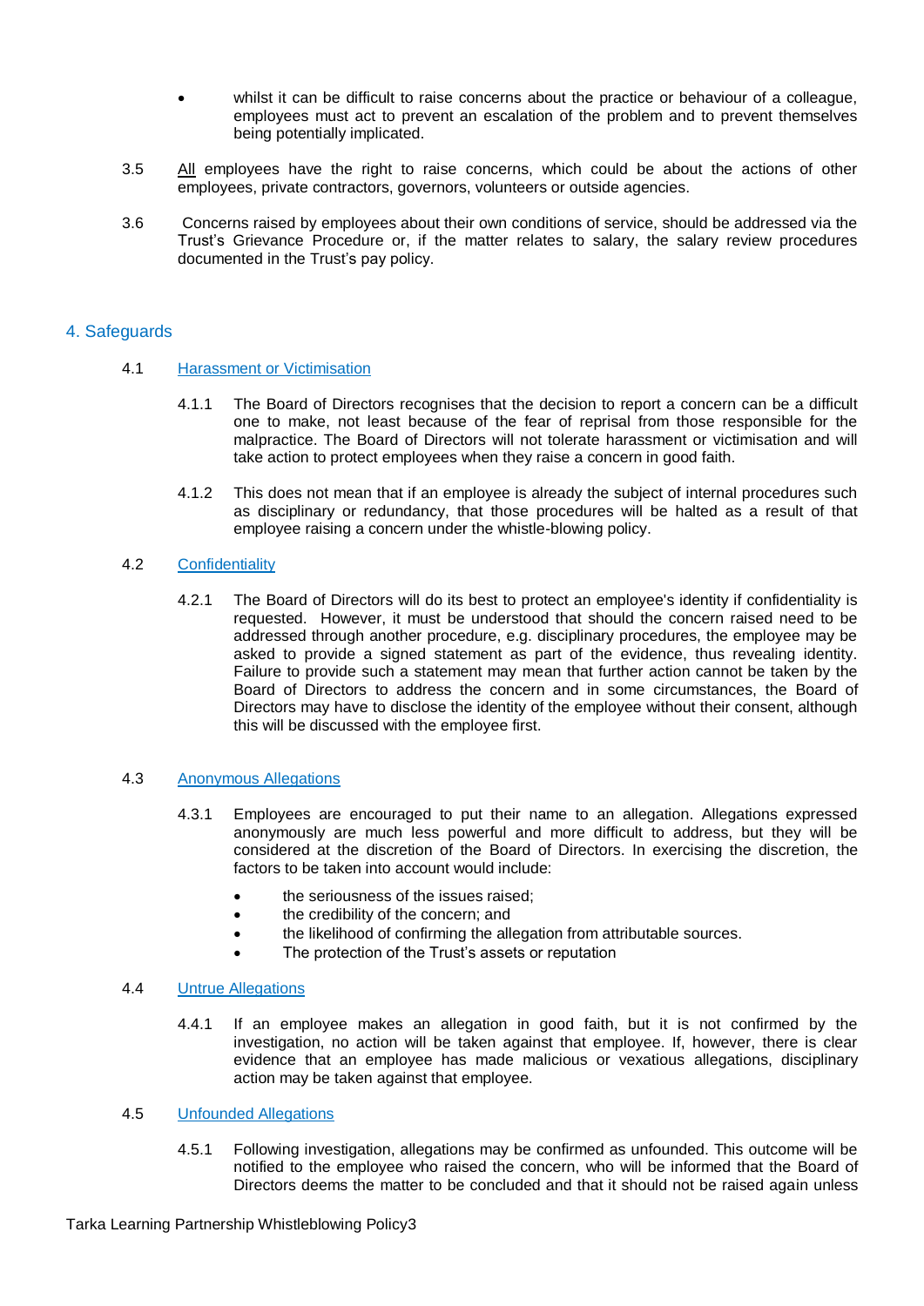- whilst it can be difficult to raise concerns about the practice or behaviour of a colleague, employees must act to prevent an escalation of the problem and to prevent themselves being potentially implicated.

3.5 All employees have the right to raise concerns, which could be about the actions of other employees, private contractors, governors, volunteers or outside agencies.

3.6 Concerns raised by employees about their own conditions of service, should be addressed via the Trust's Grievance Procedure or, if the matter relates to salary, the salary review procedures documented in the Trust's pay policy.

## 4. Safeguards

4.1 Harassment or Victimisation

4.1.1 The Board of Directors recognises that the decision to report a concern can be a difficult one to make, not least because of the fear of reprisal from those responsible for the malpractice. The Board of Directors will not tolerate harassment or victimisation and will take action to protect employees when they raise a concern in good faith.

4.1.2 This does not mean that if an employee is already the subject of internal procedures such as disciplinary or redundancy, that those procedures will be halted as a result of that employee raising a concern under the whistle-blowing policy.

4.2 Confidentiality

4.2.1 The Board of Directors will do its best to protect an employee's identity if confidentiality is requested. However, it must be understood that should the concern raised need to be addressed through another procedure, e.g. disciplinary procedures, the employee may be asked to provide a signed statement as part of the evidence, thus revealing identity. Failure to provide such a statement may mean that further action cannot be taken by the Board of Directors to address the concern and in some circumstances, the Board of Directors may have to disclose the identity of the employee without their consent, although this will be discussed with the employee first.

4.3 Anonymous Allegations

4.3.1 Employees are encouraged to put their name to an allegation. Allegations expressed anonymously are much less powerful and more difficult to address, but they will be considered at the discretion of the Board of Directors. In exercising the discretion, the factors to be taken into account would include:

- the seriousness of the issues raised;
- the credibility of the concern; and
- the likelihood of confirming the allegation from attributable sources.
- The protection of the Trust's assets or reputation

4.4 Untrue Allegations

4.4.1 If an employee makes an allegation in good faith, but it is not confirmed by the investigation, no action will be taken against that employee. If, however, there is clear evidence that an employee has made malicious or vexatious allegations, disciplinary action may be taken against that employee.

4.5 Unfounded Allegations

4.5.1 Following investigation, allegations may be confirmed as unfounded. This outcome will be notified to the employee who raised the concern, who will be informed that the Board of Directors deems the matter to be concluded and that it should not be raised again unless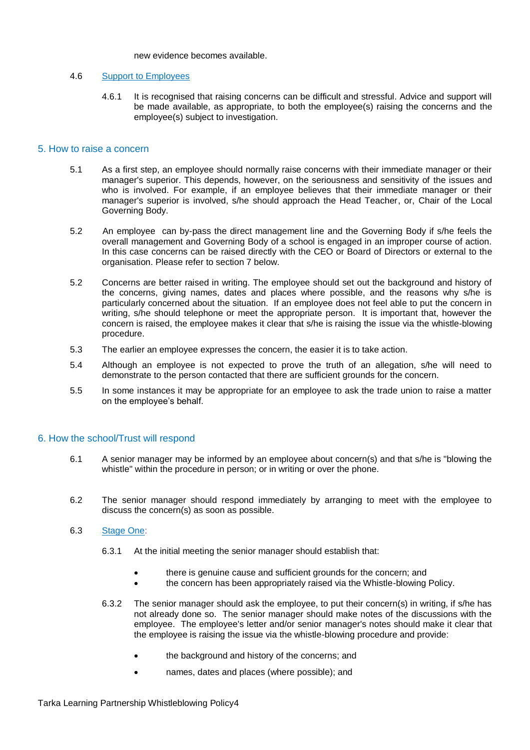new evidence becomes available.

4.6 Support to Employees

4.6.1 It is recognised that raising concerns can be difficult and stressful. Advice and support will be made available, as appropriate, to both the employee(s) raising the concerns and the employee(s) subject to investigation.

## 5. How to raise a concern

5.1 As a first step, an employee should normally raise concerns with their immediate manager or their manager's superior. This depends, however, on the seriousness and sensitivity of the issues and who is involved. For example, if an employee believes that their immediate manager or their manager's superior is involved, s/he should approach the Head Teacher, or, Chair of the Local Governing Body.

5.2 An employee can by-pass the direct management line and the Governing Body if s/he feels the overall management and Governing Body of a school is engaged in an improper course of action. In this case concerns can be raised directly with the CEO or Board of Directors or external to the organisation. Please refer to section 7 below.

5.2 Concerns are better raised in writing. The employee should set out the background and history of the concerns, giving names, dates and places where possible, and the reasons why s/he is particularly concerned about the situation. If an employee does not feel able to put the concern in writing, s/he should telephone or meet the appropriate person. It is important that, however the concern is raised, the employee makes it clear that s/he is raising the issue via the whistle-blowing procedure.

5.3 The earlier an employee expresses the concern, the easier it is to take action.

5.4 Although an employee is not expected to prove the truth of an allegation, s/he will need to demonstrate to the person contacted that there are sufficient grounds for the concern.

5.5 In some instances it may be appropriate for an employee to ask the trade union to raise a matter on the employee's behalf.

## 6. How the school/Trust will respond

6.1 A senior manager may be informed by an employee about concern(s) and that s/he is "blowing the whistle" within the procedure in person; or in writing or over the phone.

6.2 The senior manager should respond immediately by arranging to meet with the employee to discuss the concern(s) as soon as possible.

6.3 Stage One:

6.3.1 At the initial meeting the senior manager should establish that:

- there is genuine cause and sufficient grounds for the concern; and
- the concern has been appropriately raised via the Whistle-blowing Policy.

6.3.2 The senior manager should ask the employee, to put their concern(s) in writing, if s/he has not already done so. The senior manager should make notes of the discussions with the employee. The employee's letter and/or senior manager's notes should make it clear that the employee is raising the issue via the whistle-blowing procedure and provide:

- the background and history of the concerns; and
- names, dates and places (where possible); and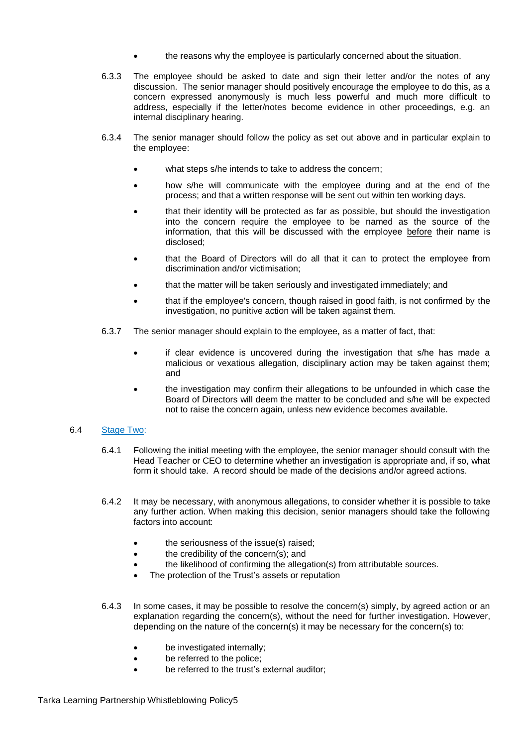- the reasons why the employee is particularly concerned about the situation.

6.3.3 The employee should be asked to date and sign their letter and/or the notes of any discussion. The senior manager should positively encourage the employee to do this, as a concern expressed anonymously is much less powerful and much more difficult to address, especially if the letter/notes become evidence in other proceedings, e.g. an internal disciplinary hearing.

6.3.4 The senior manager should follow the policy as set out above and in particular explain to the employee:

- what steps s/he intends to take to address the concern;
- how s/he will communicate with the employee during and at the end of the process; and that a written response will be sent out within ten working days.
- that their identity will be protected as far as possible, but should the investigation into the concern require the employee to be named as the source of the information, that this will be discussed with the employee <u>before</u> their name is disclosed;
- that the Board of Directors will do all that it can to protect the employee from discrimination and/or victimisation;
- that the matter will be taken seriously and investigated immediately; and
- that if the employee's concern, though raised in good faith, is not confirmed by the investigation, no punitive action will be taken against them.

6.3.7 The senior manager should explain to the employee, as a matter of fact, that:

- if clear evidence is uncovered during the investigation that s/he has made a malicious or vexatious allegation, disciplinary action may be taken against them; and
- the investigation may confirm their allegations to be unfounded in which case the Board of Directors will deem the matter to be concluded and s/he will be expected not to raise the concern again, unless new evidence becomes available.

6.4 <u>Stage Two</u>:

6.4.1 Following the initial meeting with the employee, the senior manager should consult with the Head Teacher or CEO to determine whether an investigation is appropriate and, if so, what form it should take. A record should be made of the decisions and/or agreed actions.

6.4.2 It may be necessary, with anonymous allegations, to consider whether it is possible to take any further action. When making this decision, senior managers should take the following factors into account:

- the seriousness of the issue(s) raised;
- the credibility of the concern(s); and
- the likelihood of confirming the allegation(s) from attributable sources.
- The protection of the Trust's assets or reputation

6.4.3 In some cases, it may be possible to resolve the concern(s) simply, by agreed action or an explanation regarding the concern(s), without the need for further investigation. However, depending on the nature of the concern(s) it may be necessary for the concern(s) to:

- be investigated internally;
- be referred to the police;
- be referred to the trust's external auditor;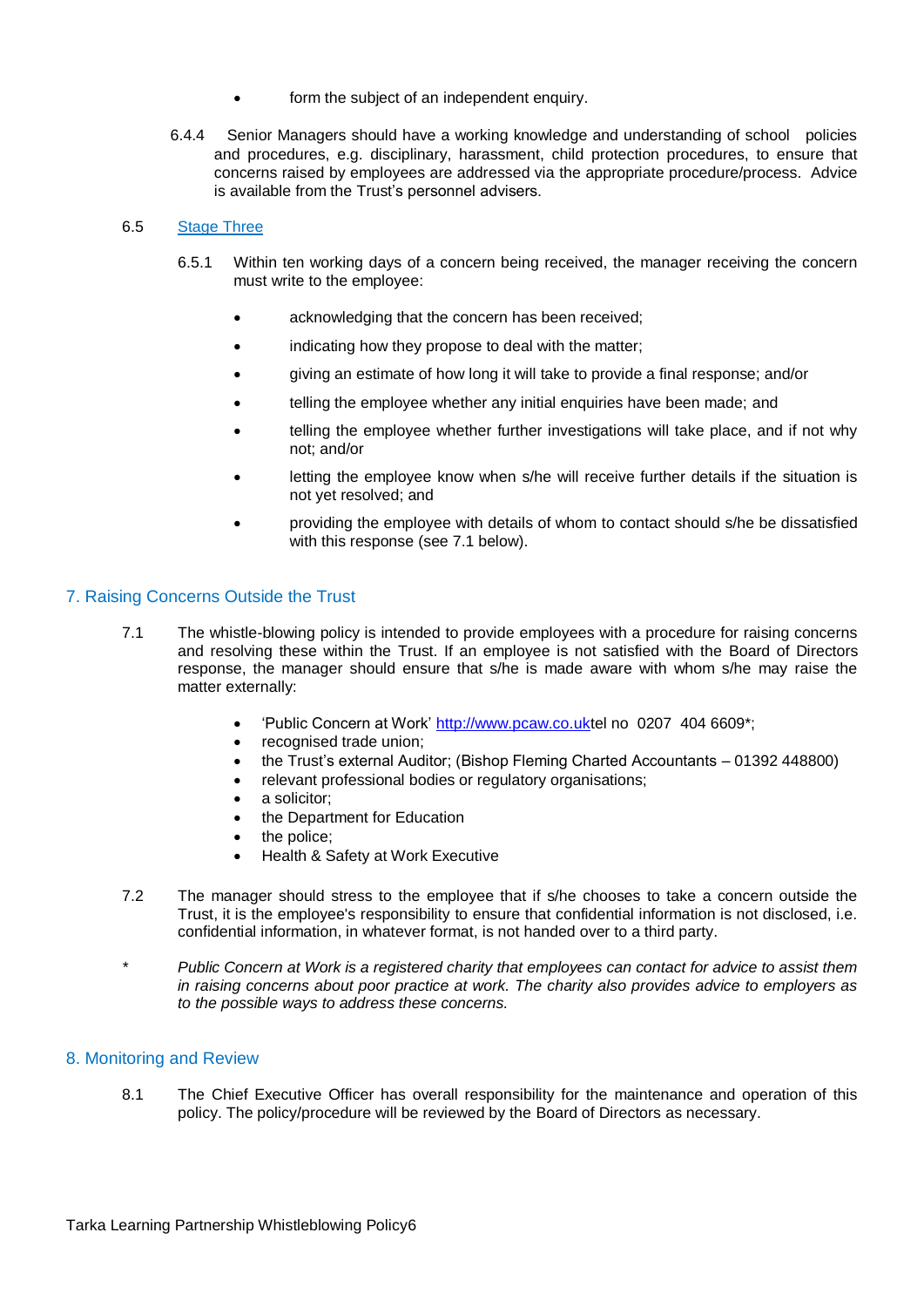- form the subject of an independent enquiry.

6.4.4 Senior Managers should have a working knowledge and understanding of school policies and procedures, e.g. disciplinary, harassment, child protection procedures, to ensure that concerns raised by employees are addressed via the appropriate procedure/process. Advice is available from the Trust's personnel advisers.

6.5 Stage Three

6.5.1 Within ten working days of a concern being received, the manager receiving the concern must write to the employee:

- acknowledging that the concern has been received;
- indicating how they propose to deal with the matter;
- giving an estimate of how long it will take to provide a final response; and/or
- telling the employee whether any initial enquiries have been made; and
- telling the employee whether further investigations will take place, and if not why not; and/or
- letting the employee know when s/he will receive further details if the situation is not yet resolved; and
- providing the employee with details of whom to contact should s/he be dissatisfied with this response (see 7.1 below).

## 7. Raising Concerns Outside the Trust

7.1 The whistle-blowing policy is intended to provide employees with a procedure for raising concerns and resolving these within the Trust. If an employee is not satisfied with the Board of Directors response, the manager should ensure that s/he is made aware with whom s/he may raise the matter externally:

- 'Public Concern at Work' http://www.pcaw.co.uktel no 0207 404 6609*;
- recognised trade union;
- the Trust's external Auditor; (Bishop Fleming Charted Accountants – 01392 448800)
- relevant professional bodies or regulatory organisations;
- a solicitor;
- the Department for Education
- the police;
- Health & Safety at Work Executive

7.2 The manager should stress to the employee that if s/he chooses to take a concern outside the Trust, it is the employee's responsibility to ensure that confidential information is not disclosed, i.e. confidential information, in whatever format, is not handed over to a third party.

\* *Public Concern at Work is a registered charity that employees can contact for advice to assist them in raising concerns about poor practice at work. The charity also provides advice to employers as to the possible ways to address these concerns.*

## 8. Monitoring and Review

8.1 The Chief Executive Officer has overall responsibility for the maintenance and operation of this policy. The policy/procedure will be reviewed by the Board of Directors as necessary.